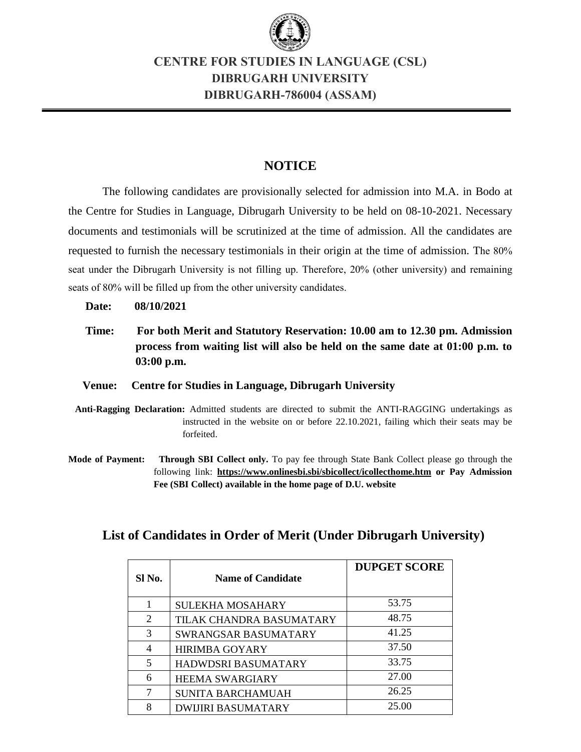# CENTRE FOR STUDIES IN LANGUAGE (CSL)
# DIBRUGARH UNIVERSITY
# DIBRUGARH-786004 (ASSAM)

## NOTICE

The following candidates are provisionally selected for admission into M.A. in Bodo at the Centre for Studies in Language, Dibrugarh University to be held on 08-10-2021. Necessary documents and testimonials will be scrutinized at the time of admission. All the candidates are requested to furnish the necessary testimonials in their origin at the time of admission. The 80% seat under the Dibrugarh University is not filling up. Therefore, 20% (other university) and remaining seats of 80% will be filled up from the other university candidates.

**Date:** **08/10/2021**

**Time:** **For both Merit and Statutory Reservation: 10.00 am to 12.30 pm. Admission process from waiting list will also be held on the same date at 01:00 p.m. to 03:00 p.m.**

**Venue:** **Centre for Studies in Language, Dibrugarh University**

**Anti-Ragging Declaration:** Admitted students are directed to submit the ANTI-RAGGING undertakings as instructed in the website on or before 22.10.2021, failing which their seats may be forfeited.

**Mode of Payment:** **Through SBI Collect only.** To pay fee through State Bank Collect please go through the following link: **https://www.onlinesbi.sbi/sbicollect/icollecthome.htm or Pay Admission Fee (SBI Collect) available in the home page of D.U. website**

## List of Candidates in Order of Merit (Under Dibrugarh University)

| Sl No. | Name of Candidate | DUPGET SCORE |
|---|---|---|
| 1 | SULEKHA MOSAHARY | 53.75 |
| 2 | TILAK CHANDRA BASUMATARY | 48.75 |
| 3 | SWRANGSAR BASUMATARY | 41.25 |
| 4 | HIRIMBA GOYARY | 37.50 |
| 5 | HADWDSRI BASUMATARY | 33.75 |
| 6 | HEEMA SWARGIARY | 27.00 |
| 7 | SUNITA BARCHAMUAH | 26.25 |
| 8 | DWIJIRI BASUMATARY | 25.00 |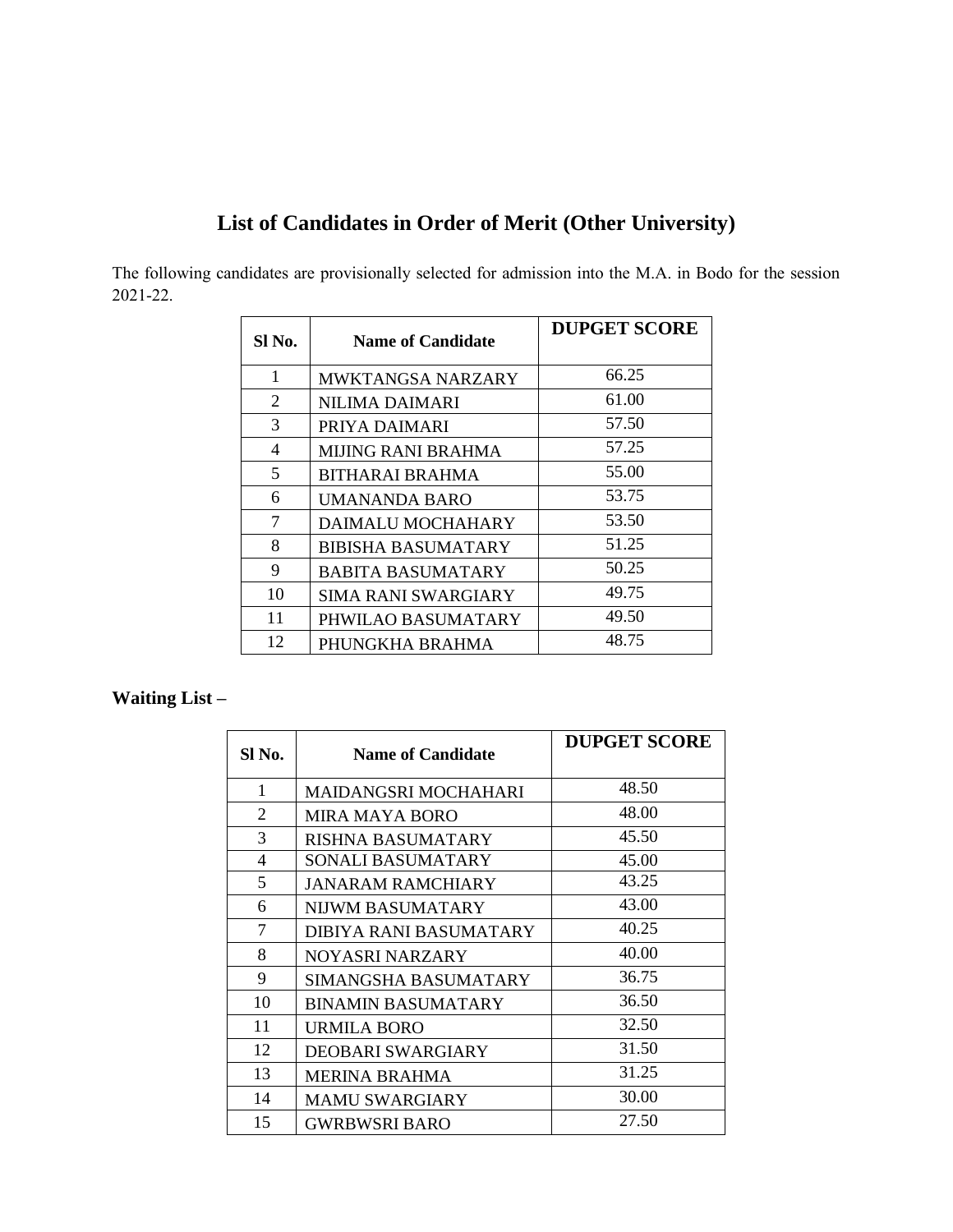## List of Candidates in Order of Merit (Other University)

The following candidates are provisionally selected for admission into the M.A. in Bodo for the session 2021-22.

| Sl No. | Name of Candidate | DUPGET SCORE |
|---|---|---|
| 1 | MWKTANGSA NARZARY | 66.25 |
| 2 | NILIMA DAIMARI | 61.00 |
| 3 | PRIYA DAIMARI | 57.50 |
| 4 | MIJING RANI BRAHMA | 57.25 |
| 5 | BITHARAI BRAHMA | 55.00 |
| 6 | UMANANDA BARO | 53.75 |
| 7 | DAIMALU MOCHAHARY | 53.50 |
| 8 | BIBISHA BASUMATARY | 51.25 |
| 9 | BABITA BASUMATARY | 50.25 |
| 10 | SIMA RANI SWARGIARY | 49.75 |
| 11 | PHWILAO BASUMATARY | 49.50 |
| 12 | PHUNGKHA BRAHMA | 48.75 |

**Waiting List –**

| Sl No. | Name of Candidate | DUPGET SCORE |
|---|---|---|
| 1 | MAIDANGSRI MOCHAHARI | 48.50 |
| 2 | MIRA MAYA BORO | 48.00 |
| 3 | RISHNA BASUMATARY | 45.50 |
| 4 | SONALI BASUMATARY | 45.00 |
| 5 | JANARAM RAMCHIARY | 43.25 |
| 6 | NIJWM BASUMATARY | 43.00 |
| 7 | DIBIYA RANI BASUMATARY | 40.25 |
| 8 | NOYASRI NARZARY | 40.00 |
| 9 | SIMANGSHA BASUMATARY | 36.75 |
| 10 | BINAMIN BASUMATARY | 36.50 |
| 11 | URMILA BORO | 32.50 |
| 12 | DEOBARI SWARGIARY | 31.50 |
| 13 | MERINA BRAHMA | 31.25 |
| 14 | MAMU SWARGIARY | 30.00 |
| 15 | GWRBWSRI BARO | 27.50 |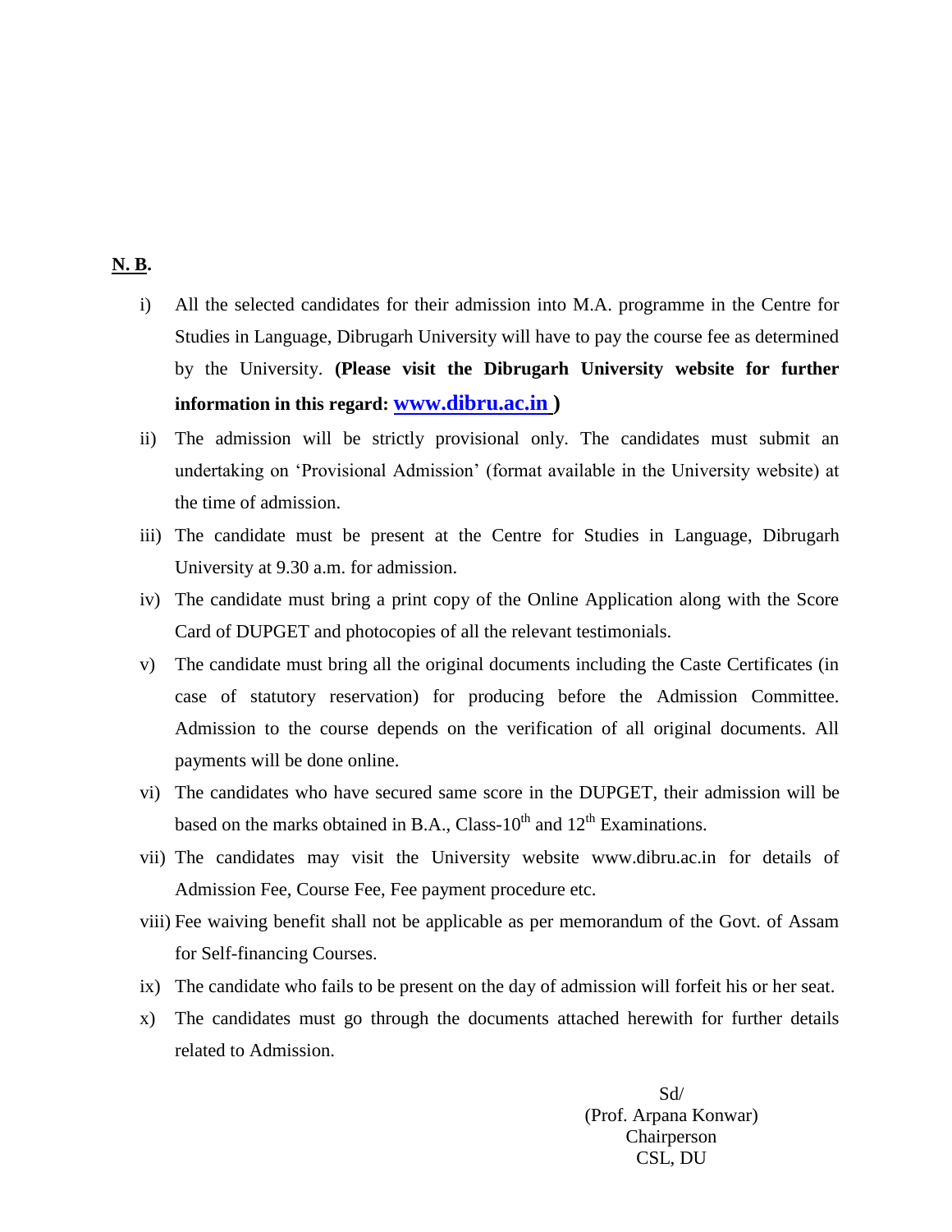**N. B.**

i) All the selected candidates for their admission into M.A. programme in the Centre for Studies in Language, Dibrugarh University will have to pay the course fee as determined by the University. **(Please visit the Dibrugarh University website for further information in this regard: [www.dibru.ac.in](http://www.dibru.ac.in) )**

ii) The admission will be strictly provisional only. The candidates must submit an undertaking on 'Provisional Admission' (format available in the University website) at the time of admission.

iii) The candidate must be present at the Centre for Studies in Language, Dibrugarh University at 9.30 a.m. for admission.

iv) The candidate must bring a print copy of the Online Application along with the Score Card of DUPGET and photocopies of all the relevant testimonials.

v) The candidate must bring all the original documents including the Caste Certificates (in case of statutory reservation) for producing before the Admission Committee. Admission to the course depends on the verification of all original documents. All payments will be done online.

vi) The candidates who have secured same score in the DUPGET, their admission will be based on the marks obtained in B.A., Class-10$^{th}$ and 12$^{th}$ Examinations.

vii) The candidates may visit the University website www.dibru.ac.in for details of Admission Fee, Course Fee, Fee payment procedure etc.

viii) Fee waiving benefit shall not be applicable as per memorandum of the Govt. of Assam for Self-financing Courses.

ix) The candidate who fails to be present on the day of admission will forfeit his or her seat.

x) The candidates must go through the documents attached herewith for further details related to Admission.

Sd/
(Prof. Arpana Konwar)
Chairperson
CSL, DU